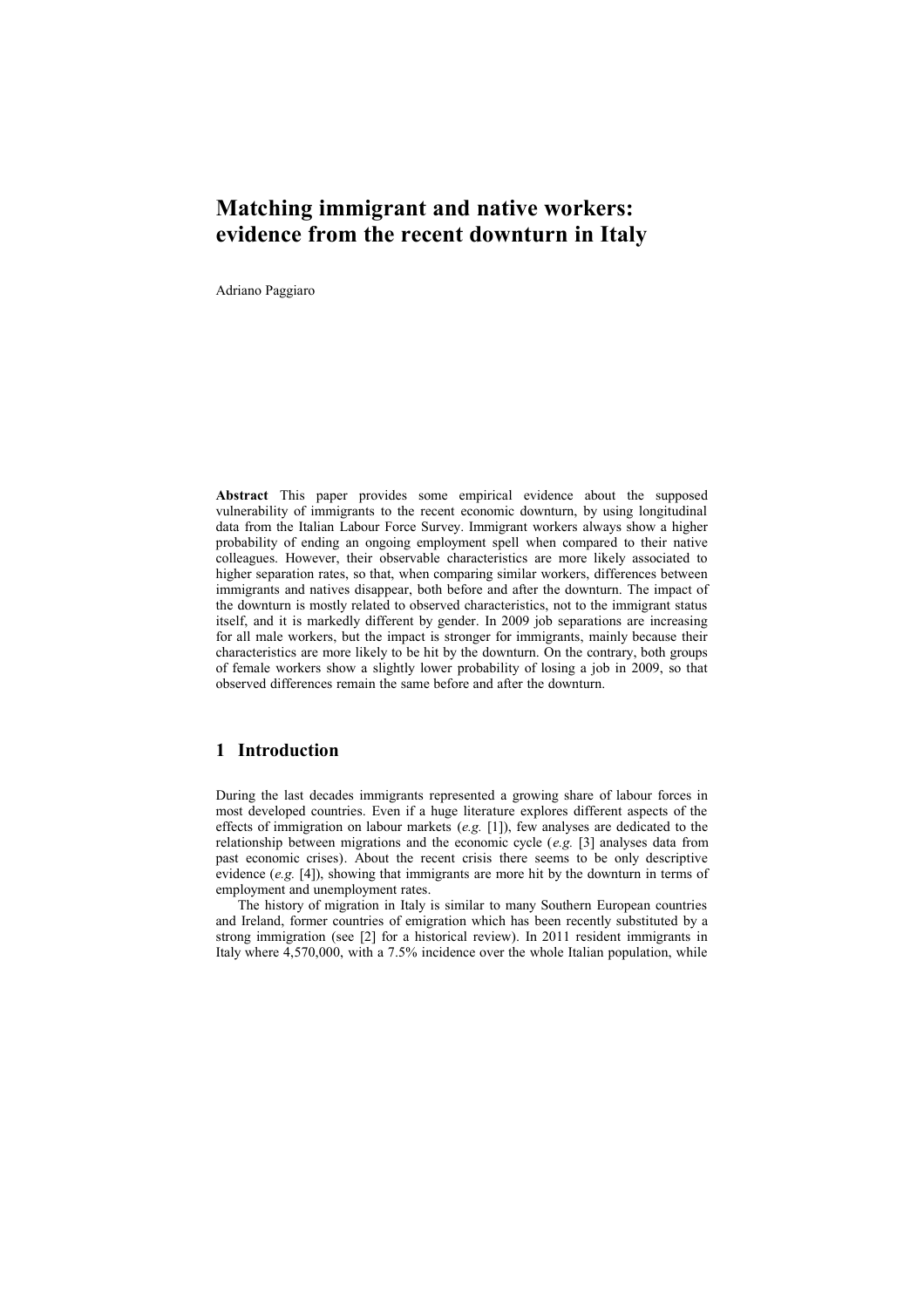# Matching immigrant and native workers: evidence from the recent downturn in Italy

Adriano Paggiaro

**Abstract** This paper provides some empirical evidence about the supposed vulnerability of immigrants to the recent economic downturn, by using longitudinal data from the Italian Labour Force Survey. Immigrant workers always show a higher probability of ending an ongoing employment spell when compared to their native colleagues. However, their observable characteristics are more likely associated to higher separation rates, so that, when comparing similar workers, differences between immigrants and natives disappear, both before and after the downturn. The impact of the downturn is mostly related to observed characteristics, not to the immigrant status itself, and it is markedly different by gender. In 2009 job separations are increasing for all male workers, but the impact is stronger for immigrants, mainly because their characteristics are more likely to be hit by the downturn. On the contrary, both groups of female workers show a slightly lower probability of losing a job in 2009, so that observed differences remain the same before and after the downturn.

## 1 Introduction

During the last decades immigrants represented a growing share of labour forces in most developed countries. Even if a huge literature explores different aspects of the effects of immigration on labour markets (*e.g.* [1]), few analyses are dedicated to the relationship between migrations and the economic cycle (*e.g.* [3] analyses data from past economic crises). About the recent crisis there seems to be only descriptive evidence (*e.g.* [4]), showing that immigrants are more hit by the downturn in terms of employment and unemployment rates.

The history of migration in Italy is similar to many Southern European countries and Ireland, former countries of emigration which has been recently substituted by a strong immigration (see [2] for a historical review). In 2011 resident immigrants in Italy where 4,570,000, with a 7.5% incidence over the whole Italian population, while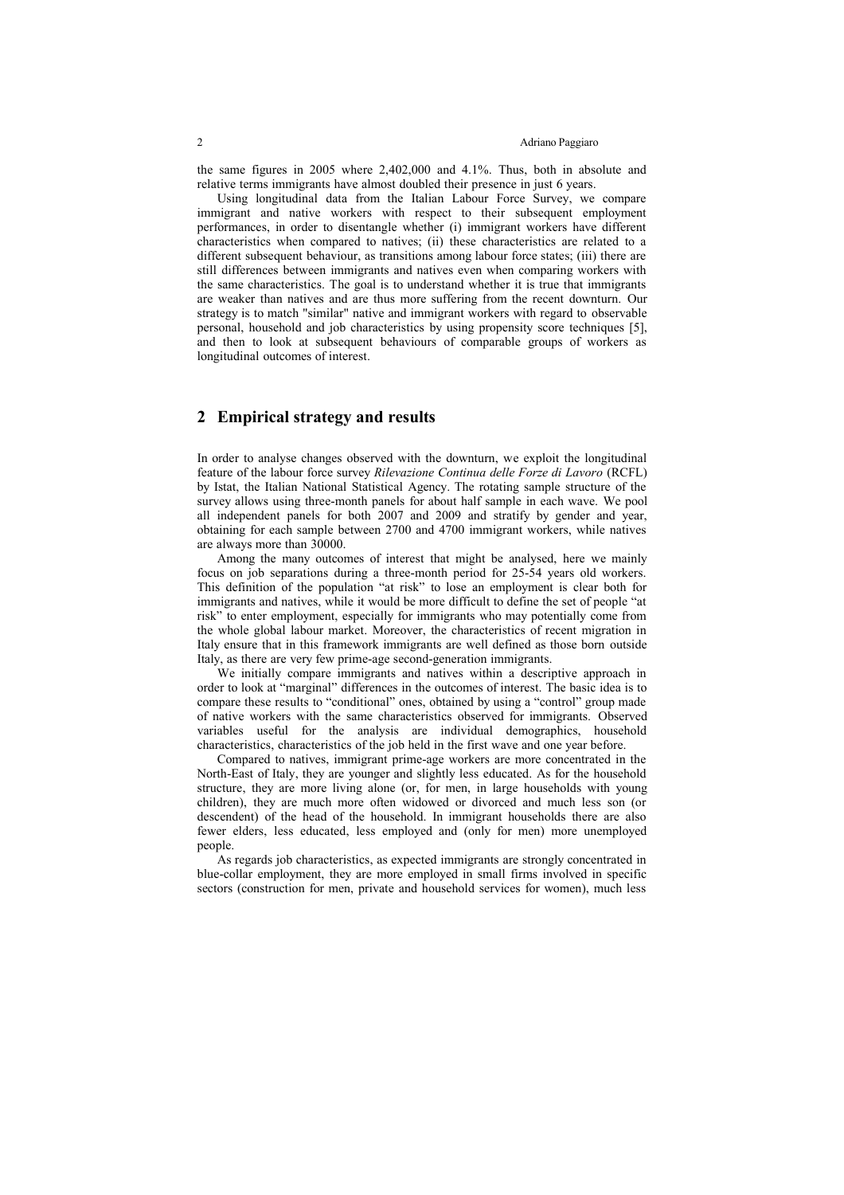the same figures in 2005 where 2,402,000 and 4.1%. Thus, both in absolute and relative terms immigrants have almost doubled their presence in just 6 years.

Using longitudinal data from the Italian Labour Force Survey, we compare immigrant and native workers with respect to their subsequent employment performances, in order to disentangle whether (i) immigrant workers have different characteristics when compared to natives; (ii) these characteristics are related to a different subsequent behaviour, as transitions among labour force states; (iii) there are still differences between immigrants and natives even when comparing workers with the same characteristics. The goal is to understand whether it is true that immigrants are weaker than natives and are thus more suffering from the recent downturn. Our strategy is to match "similar" native and immigrant workers with regard to observable personal, household and job characteristics by using propensity score techniques [5], and then to look at subsequent behaviours of comparable groups of workers as longitudinal outcomes of interest.

## 2 Empirical strategy and results

In order to analyse changes observed with the downturn, we exploit the longitudinal feature of the labour force survey *Rilevazione Continua delle Forze di Lavoro* (RCFL) by Istat, the Italian National Statistical Agency. The rotating sample structure of the survey allows using three-month panels for about half sample in each wave. We pool all independent panels for both 2007 and 2009 and stratify by gender and year, obtaining for each sample between 2700 and 4700 immigrant workers, while natives are always more than 30000.

Among the many outcomes of interest that might be analysed, here we mainly focus on job separations during a three-month period for 25-54 years old workers. This definition of the population "at risk" to lose an employment is clear both for immigrants and natives, while it would be more difficult to define the set of people "at risk" to enter employment, especially for immigrants who may potentially come from the whole global labour market. Moreover, the characteristics of recent migration in Italy ensure that in this framework immigrants are well defined as those born outside Italy, as there are very few prime-age second-generation immigrants.

We initially compare immigrants and natives within a descriptive approach in order to look at "marginal" differences in the outcomes of interest. The basic idea is to compare these results to "conditional" ones, obtained by using a "control" group made of native workers with the same characteristics observed for immigrants. Observed variables useful for the analysis are individual demographics, household characteristics, characteristics of the job held in the first wave and one year before.

Compared to natives, immigrant prime-age workers are more concentrated in the North-East of Italy, they are younger and slightly less educated. As for the household structure, they are more living alone (or, for men, in large households with young children), they are much more often widowed or divorced and much less son (or descendent) of the head of the household. In immigrant households there are also fewer elders, less educated, less employed and (only for men) more unemployed people.

As regards job characteristics, as expected immigrants are strongly concentrated in blue-collar employment, they are more employed in small firms involved in specific sectors (construction for men, private and household services for women), much less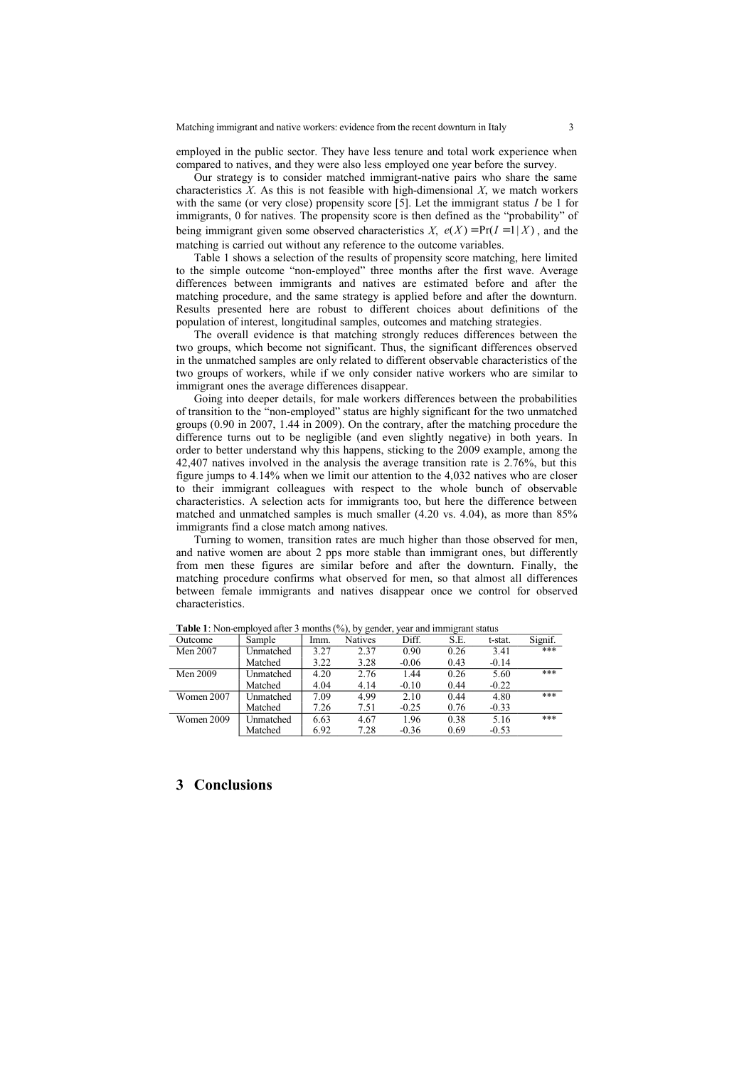employed in the public sector. They have less tenure and total work experience when compared to natives, and they were also less employed one year before the survey.

Our strategy is to consider matched immigrant-native pairs who share the same characteristics $X$. As this is not feasible with high-dimensional $X$, we match workers with the same (or very close) propensity score [5]. Let the immigrant status $I$ be 1 for immigrants, 0 for natives. The propensity score is then defined as the "probability" of being immigrant given some observed characteristics $X$, $e(X) = \Pr(I = 1 | X)$, and the matching is carried out without any reference to the outcome variables.

Table 1 shows a selection of the results of propensity score matching, here limited to the simple outcome "non-employed" three months after the first wave. Average differences between immigrants and natives are estimated before and after the matching procedure, and the same strategy is applied before and after the downturn. Results presented here are robust to different choices about definitions of the population of interest, longitudinal samples, outcomes and matching strategies.

The overall evidence is that matching strongly reduces differences between the two groups, which become not significant. Thus, the significant differences observed in the unmatched samples are only related to different observable characteristics of the two groups of workers, while if we only consider native workers who are similar to immigrant ones the average differences disappear.

Going into deeper details, for male workers differences between the probabilities of transition to the "non-employed" status are highly significant for the two unmatched groups (0.90 in 2007, 1.44 in 2009). On the contrary, after the matching procedure the difference turns out to be negligible (and even slightly negative) in both years. In order to better understand why this happens, sticking to the 2009 example, among the 42,407 natives involved in the analysis the average transition rate is 2.76%, but this figure jumps to 4.14% when we limit our attention to the 4,032 natives who are closer to their immigrant colleagues with respect to the whole bunch of observable characteristics. A selection acts for immigrants too, but here the difference between matched and unmatched samples is much smaller (4.20 vs. 4.04), as more than 85% immigrants find a close match among natives.

Turning to women, transition rates are much higher than those observed for men, and native women are about 2 pps more stable than immigrant ones, but differently from men these figures are similar before and after the downturn. Finally, the matching procedure confirms what observed for men, so that almost all differences between female immigrants and natives disappear once we control for observed characteristics.

**Table 1**: Non-employed after 3 months (%), by gender, year and immigrant status

| Outcome | Sample | Imm. | Natives | Diff. | S.E. | t-stat. | Signif. |
|---|---|---|---|---|---|---|---|
| Men 2007 | Unmatched | 3.27 | 2.37 | 0.90 | 0.26 | 3.41 | *** |
| | Matched | 3.22 | 3.28 | -0.06 | 0.43 | -0.14 | |
| Men 2009 | Unmatched | 4.20 | 2.76 | 1.44 | 0.26 | 5.60 | *** |
| | Matched | 4.04 | 4.14 | -0.10 | 0.44 | -0.22 | |
| Women 2007 | Unmatched | 7.09 | 4.99 | 2.10 | 0.44 | 4.80 | *** |
| | Matched | 7.26 | 7.51 | -0.25 | 0.76 | -0.33 | |
| Women 2009 | Unmatched | 6.63 | 4.67 | 1.96 | 0.38 | 5.16 | *** |
| | Matched | 6.92 | 7.28 | -0.36 | 0.69 | -0.53 | |

## 3 Conclusions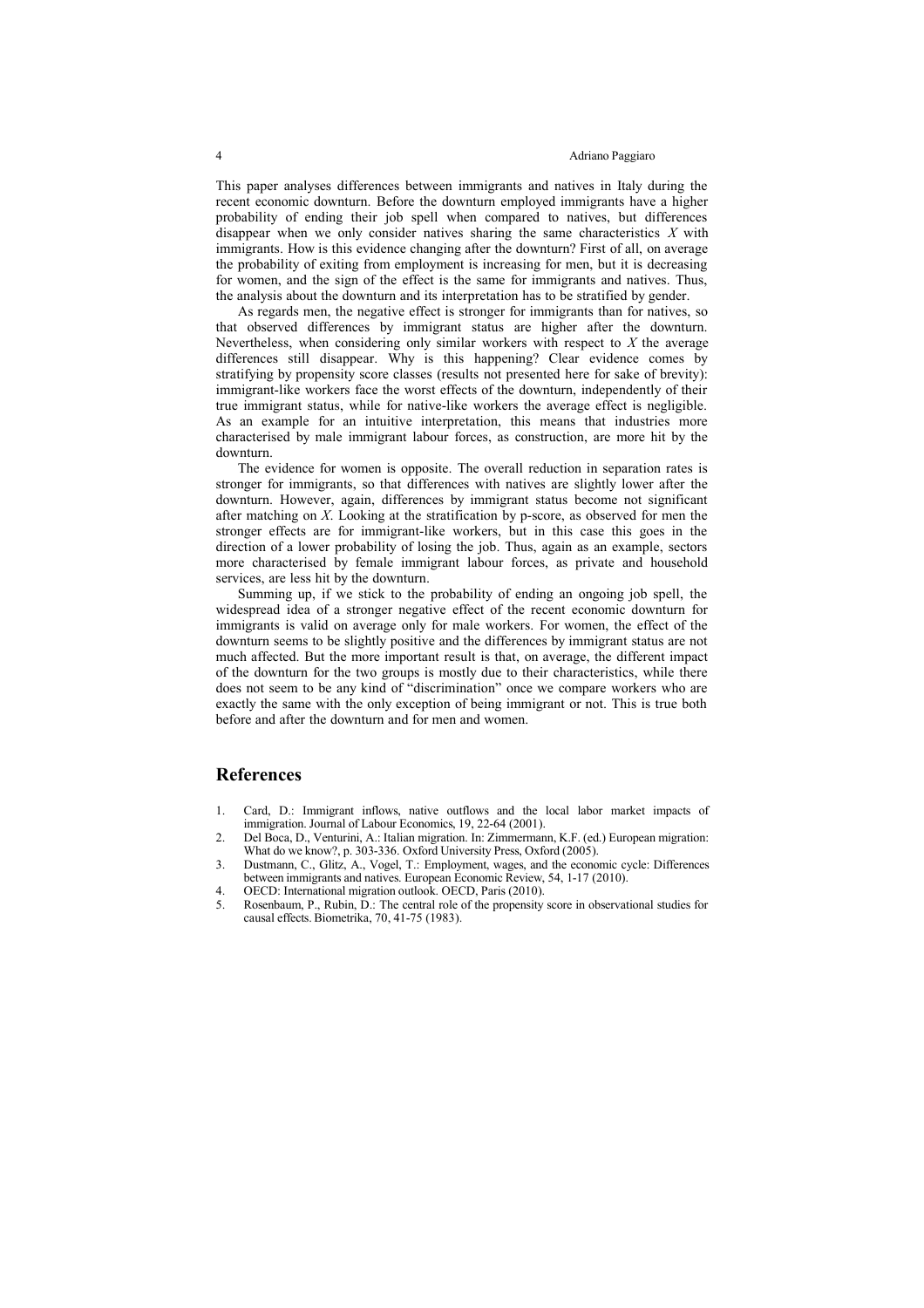This paper analyses differences between immigrants and natives in Italy during the recent economic downturn. Before the downturn employed immigrants have a higher probability of ending their job spell when compared to natives, but differences disappear when we only consider natives sharing the same characteristics $X$ with immigrants. How is this evidence changing after the downturn? First of all, on average the probability of exiting from employment is increasing for men, but it is decreasing for women, and the sign of the effect is the same for immigrants and natives. Thus, the analysis about the downturn and its interpretation has to be stratified by gender.

As regards men, the negative effect is stronger for immigrants than for natives, so that observed differences by immigrant status are higher after the downturn. Nevertheless, when considering only similar workers with respect to $X$ the average differences still disappear. Why is this happening? Clear evidence comes by stratifying by propensity score classes (results not presented here for sake of brevity): immigrant-like workers face the worst effects of the downturn, independently of their true immigrant status, while for native-like workers the average effect is negligible. As an example for an intuitive interpretation, this means that industries more characterised by male immigrant labour forces, as construction, are more hit by the downturn.

The evidence for women is opposite. The overall reduction in separation rates is stronger for immigrants, so that differences with natives are slightly lower after the downturn. However, again, differences by immigrant status become not significant after matching on $X$. Looking at the stratification by p-score, as observed for men the stronger effects are for immigrant-like workers, but in this case this goes in the direction of a lower probability of losing the job. Thus, again as an example, sectors more characterised by female immigrant labour forces, as private and household services, are less hit by the downturn.

Summing up, if we stick to the probability of ending an ongoing job spell, the widespread idea of a stronger negative effect of the recent economic downturn for immigrants is valid on average only for male workers. For women, the effect of the downturn seems to be slightly positive and the differences by immigrant status are not much affected. But the more important result is that, on average, the different impact of the downturn for the two groups is mostly due to their characteristics, while there does not seem to be any kind of "discrimination" once we compare workers who are exactly the same with the only exception of being immigrant or not. This is true both before and after the downturn and for men and women.

## References

1. Card, D.: Immigrant inflows, native outflows and the local labor market impacts of immigration. Journal of Labour Economics, 19, 22-64 (2001).
2. Del Boca, D., Venturini, A.: Italian migration. In: Zimmermann, K.F. (ed.) European migration: What do we know?, p. 303-336. Oxford University Press, Oxford (2005).
3. Dustmann, C., Glitz, A., Vogel, T.: Employment, wages, and the economic cycle: Differences between immigrants and natives. European Economic Review, 54, 1-17 (2010).
4. OECD: International migration outlook. OECD, Paris (2010).
5. Rosenbaum, P., Rubin, D.: The central role of the propensity score in observational studies for causal effects. Biometrika, 70, 41-75 (1983).